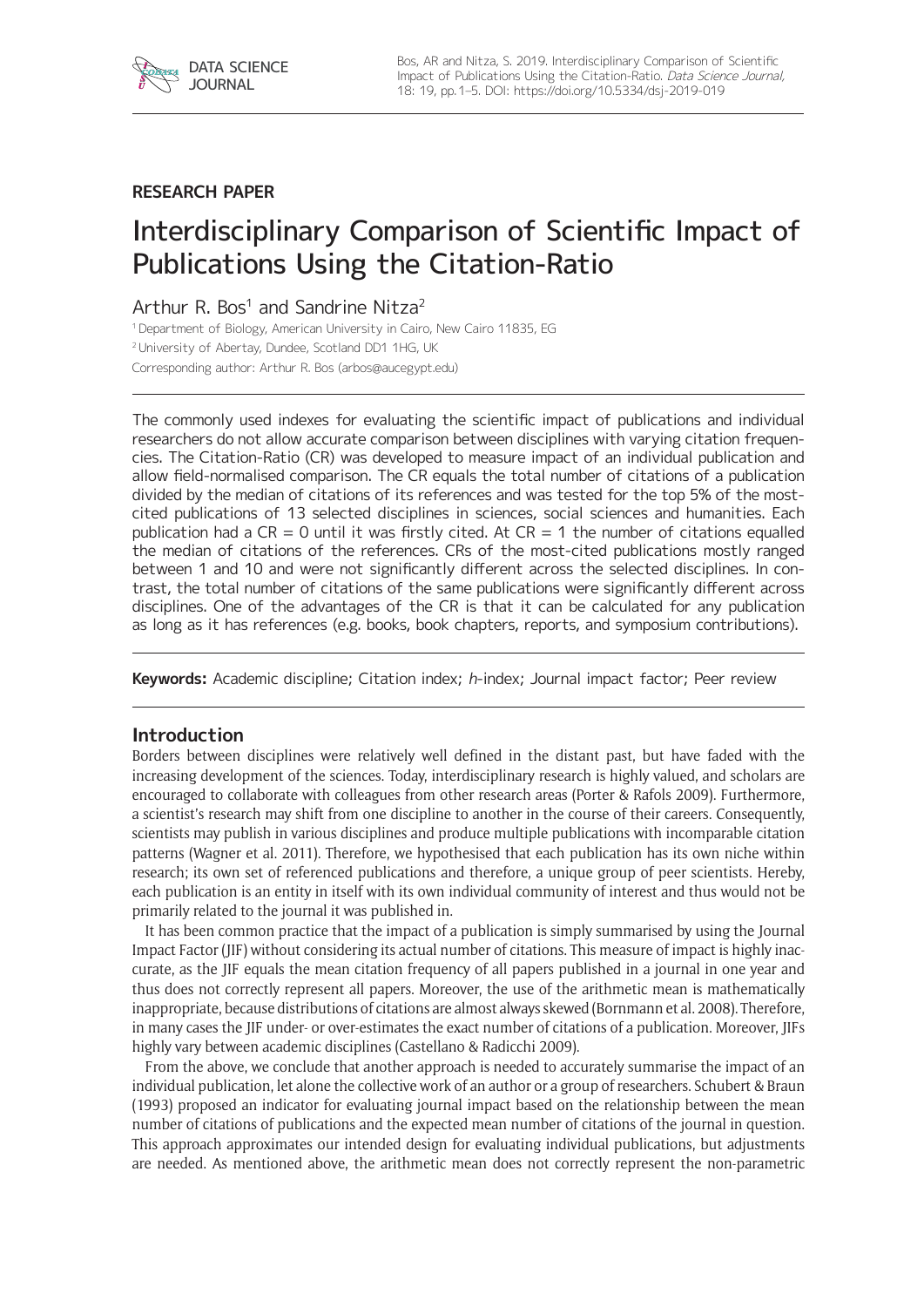RESEARCH PAPER

# Interdisciplinary Comparison of Scientific Impact of Publications Using the Citation-Ratio

Arthur R. Bos[1] and Sandrine Nitza[2]

[1] Department of Biology, American University in Cairo, New Cairo 11835, EG

[2] University of Abertay, Dundee, Scotland DD1 1HG, UK

Corresponding author: Arthur R. Bos (arbos@aucegypt.edu)

The commonly used indexes for evaluating the scientific impact of publications and individual researchers do not allow accurate comparison between disciplines with varying citation frequencies. The Citation-Ratio (CR) was developed to measure impact of an individual publication and allow field-normalised comparison. The CR equals the total number of citations of a publication divided by the median of citations of its references and was tested for the top 5% of the most-cited publications of 13 selected disciplines in sciences, social sciences and humanities. Each publication had a CR = 0 until it was firstly cited. At CR = 1 the number of citations equalled the median of citations of the references. CRs of the most-cited publications mostly ranged between 1 and 10 and were not significantly different across the selected disciplines. In contrast, the total number of citations of the same publications were significantly different across disciplines. One of the advantages of the CR is that it can be calculated for any publication as long as it has references (e.g. books, book chapters, reports, and symposium contributions).

**Keywords:** Academic discipline; Citation index; *h*-index; Journal impact factor; Peer review

## Introduction

Borders between disciplines were relatively well defined in the distant past, but have faded with the increasing development of the sciences. Today, interdisciplinary research is highly valued, and scholars are encouraged to collaborate with colleagues from other research areas (Porter & Rafols 2009). Furthermore, a scientist's research may shift from one discipline to another in the course of their careers. Consequently, scientists may publish in various disciplines and produce multiple publications with incomparable citation patterns (Wagner et al. 2011). Therefore, we hypothesised that each publication has its own niche within research; its own set of referenced publications and therefore, a unique group of peer scientists. Hereby, each publication is an entity in itself with its own individual community of interest and thus would not be primarily related to the journal it was published in.

It has been common practice that the impact of a publication is simply summarised by using the Journal Impact Factor (JIF) without considering its actual number of citations. This measure of impact is highly inaccurate, as the JIF equals the mean citation frequency of all papers published in a journal in one year and thus does not correctly represent all papers. Moreover, the use of the arithmetic mean is mathematically inappropriate, because distributions of citations are almost always skewed (Bornmann et al. 2008). Therefore, in many cases the JIF under- or over-estimates the exact number of citations of a publication. Moreover, JIFs highly vary between academic disciplines (Castellano & Radicchi 2009).

From the above, we conclude that another approach is needed to accurately summarise the impact of an individual publication, let alone the collective work of an author or a group of researchers. Schubert & Braun (1993) proposed an indicator for evaluating journal impact based on the relationship between the mean number of citations of publications and the expected mean number of citations of the journal in question. This approach approximates our intended design for evaluating individual publications, but adjustments are needed. As mentioned above, the arithmetic mean does not correctly represent the non-parametric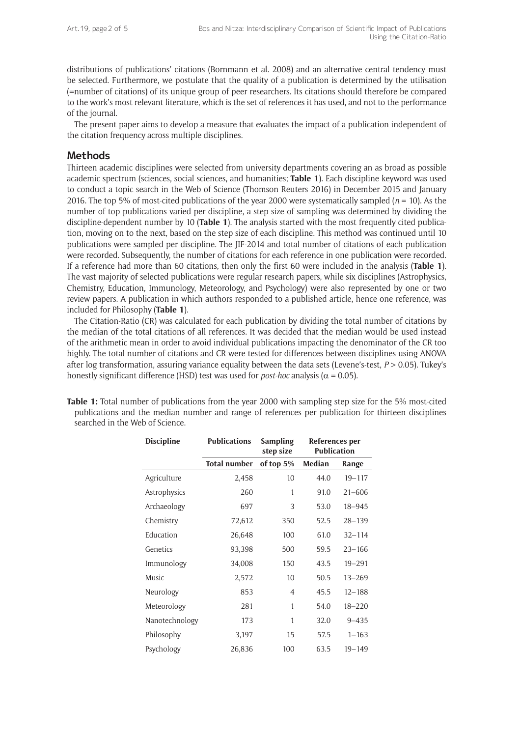distributions of publications' citations (Bornmann et al. 2008) and an alternative central tendency must be selected. Furthermore, we postulate that the quality of a publication is determined by the utilisation (=number of citations) of its unique group of peer researchers. Its citations should therefore be compared to the work's most relevant literature, which is the set of references it has used, and not to the performance of the journal.

The present paper aims to develop a measure that evaluates the impact of a publication independent of the citation frequency across multiple disciplines.

## Methods

Thirteen academic disciplines were selected from university departments covering an as broad as possible academic spectrum (sciences, social sciences, and humanities; **Table 1**). Each discipline keyword was used to conduct a topic search in the Web of Science (Thomson Reuters 2016) in December 2015 and January 2016. The top 5% of most-cited publications of the year 2000 were systematically sampled ($n = 10$). As the number of top publications varied per discipline, a step size of sampling was determined by dividing the discipline-dependent number by 10 (**Table 1**). The analysis started with the most frequently cited publication, moving on to the next, based on the step size of each discipline. This method was continued until 10 publications were sampled per discipline. The JIF-2014 and total number of citations of each publication were recorded. Subsequently, the number of citations for each reference in one publication were recorded. If a reference had more than 60 citations, then only the first 60 were included in the analysis (**Table 1**). The vast majority of selected publications were regular research papers, while six disciplines (Astrophysics, Chemistry, Education, Immunology, Meteorology, and Psychology) were also represented by one or two review papers. A publication in which authors responded to a published article, hence one reference, was included for Philosophy (**Table 1**).

The Citation-Ratio (CR) was calculated for each publication by dividing the total number of citations by the median of the total citations of all references. It was decided that the median would be used instead of the arithmetic mean in order to avoid individual publications impacting the denominator of the CR too highly. The total number of citations and CR were tested for differences between disciplines using ANOVA after log transformation, assuring variance equality between the data sets (Levene's-test, $P > 0.05$). Tukey's honestly significant difference (HSD) test was used for *post-hoc* analysis ($\alpha = 0.05$).

**Table 1:** Total number of publications from the year 2000 with sampling step size for the 5% most-cited publications and the median number and range of references per publication for thirteen disciplines searched in the Web of Science.

| Discipline | Publications | Sampling step size | References per Publication | |
|---|---|---|---|---|
| | Total number | of top 5% | Median | Range |
| Agriculture | 2,458 | 10 | 44.0 | 19–117 |
| Astrophysics | 260 | 1 | 91.0 | 21–606 |
| Archaeology | 697 | 3 | 53.0 | 18–945 |
| Chemistry | 72,612 | 350 | 52.5 | 28–139 |
| Education | 26,648 | 100 | 61.0 | 32–114 |
| Genetics | 93,398 | 500 | 59.5 | 23–166 |
| Immunology | 34,008 | 150 | 43.5 | 19–291 |
| Music | 2,572 | 10 | 50.5 | 13–269 |
| Neurology | 853 | 4 | 45.5 | 12–188 |
| Meteorology | 281 | 1 | 54.0 | 18–220 |
| Nanotechnology | 173 | 1 | 32.0 | 9–435 |
| Philosophy | 3,197 | 15 | 57.5 | 1–163 |
| Psychology | 26,836 | 100 | 63.5 | 19–149 |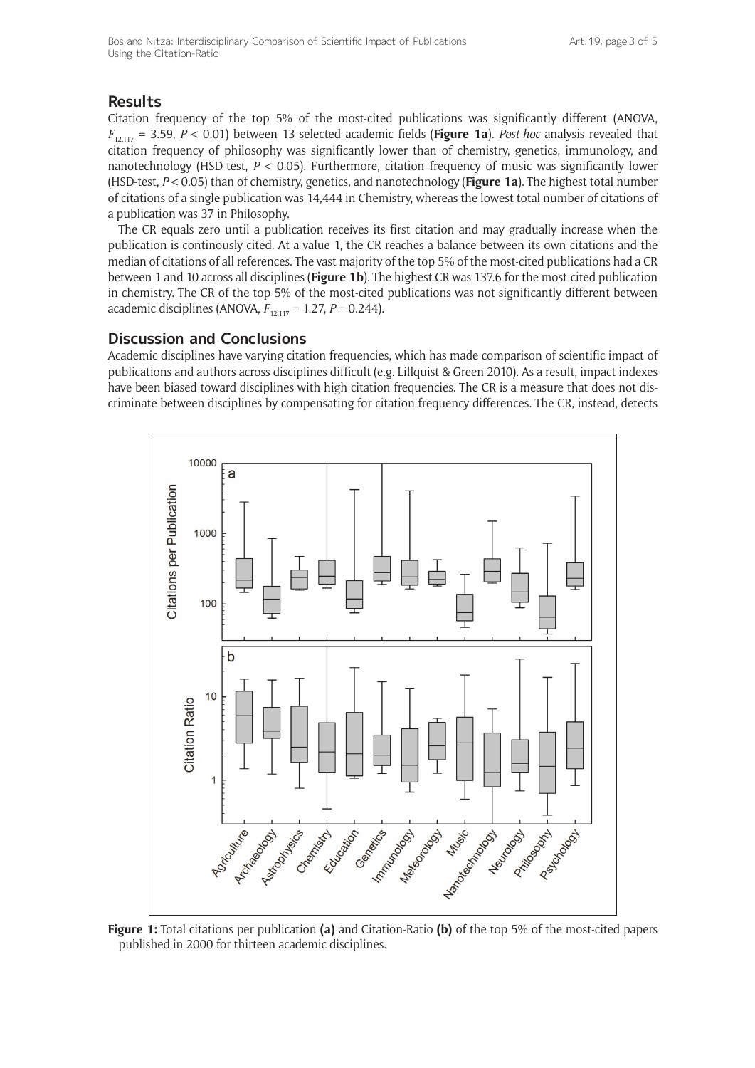## Results

Citation frequency of the top 5% of the most-cited publications was significantly different (ANOVA, $F_{12,117} = 3.59$, $P < 0.01$) between 13 selected academic fields (**Figure 1a**). *Post-hoc* analysis revealed that citation frequency of philosophy was significantly lower than of chemistry, genetics, immunology, and nanotechnology (HSD-test, $P < 0.05$). Furthermore, citation frequency of music was significantly lower (HSD-test, $P < 0.05$) than of chemistry, genetics, and nanotechnology (**Figure 1a**). The highest total number of citations of a single publication was 14,444 in Chemistry, whereas the lowest total number of citations of a publication was 37 in Philosophy.

The CR equals zero until a publication receives its first citation and may gradually increase when the publication is continously cited. At a value 1, the CR reaches a balance between its own citations and the median of citations of all references. The vast majority of the top 5% of the most-cited publications had a CR between 1 and 10 across all disciplines (**Figure 1b**). The highest CR was 137.6 for the most-cited publication in chemistry. The CR of the top 5% of the most-cited publications was not significantly different between academic disciplines (ANOVA, $F_{12,117} = 1.27$, $P = 0.244$).

## Discussion and Conclusions

Academic disciplines have varying citation frequencies, which has made comparison of scientific impact of publications and authors across disciplines difficult (e.g. Lillquist & Green 2010). As a result, impact indexes have been biased toward disciplines with high citation frequencies. The CR is a measure that does not discriminate between disciplines by compensating for citation frequency differences. The CR, instead, detects

**Figure 1:** Total citations per publication **(a)** and Citation-Ratio **(b)** of the top 5% of the most-cited papers published in 2000 for thirteen academic disciplines.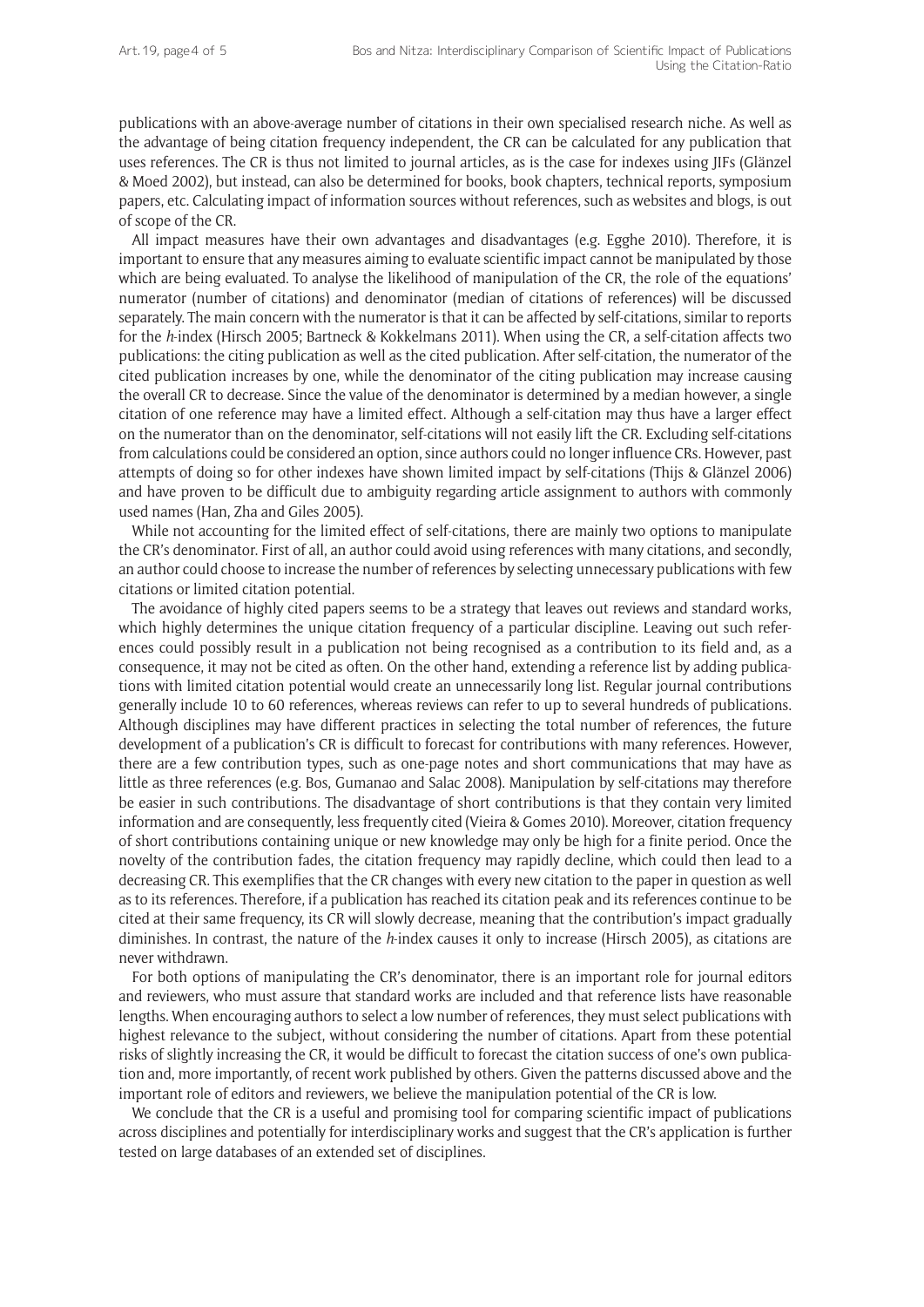publications with an above-average number of citations in their own specialised research niche. As well as the advantage of being citation frequency independent, the CR can be calculated for any publication that uses references. The CR is thus not limited to journal articles, as is the case for indexes using JIFs (Glänzel & Moed 2002), but instead, can also be determined for books, book chapters, technical reports, symposium papers, etc. Calculating impact of information sources without references, such as websites and blogs, is out of scope of the CR.

All impact measures have their own advantages and disadvantages (e.g. Egghe 2010). Therefore, it is important to ensure that any measures aiming to evaluate scientific impact cannot be manipulated by those which are being evaluated. To analyse the likelihood of manipulation of the CR, the role of the equations' numerator (number of citations) and denominator (median of citations of references) will be discussed separately. The main concern with the numerator is that it can be affected by self-citations, similar to reports for the *h*-index (Hirsch 2005; Bartneck & Kokkelmans 2011). When using the CR, a self-citation affects two publications: the citing publication as well as the cited publication. After self-citation, the numerator of the cited publication increases by one, while the denominator of the citing publication may increase causing the overall CR to decrease. Since the value of the denominator is determined by a median however, a single citation of one reference may have a limited effect. Although a self-citation may thus have a larger effect on the numerator than on the denominator, self-citations will not easily lift the CR. Excluding self-citations from calculations could be considered an option, since authors could no longer influence CRs. However, past attempts of doing so for other indexes have shown limited impact by self-citations (Thijs & Glänzel 2006) and have proven to be difficult due to ambiguity regarding article assignment to authors with commonly used names (Han, Zha and Giles 2005).

While not accounting for the limited effect of self-citations, there are mainly two options to manipulate the CR's denominator. First of all, an author could avoid using references with many citations, and secondly, an author could choose to increase the number of references by selecting unnecessary publications with few citations or limited citation potential.

The avoidance of highly cited papers seems to be a strategy that leaves out reviews and standard works, which highly determines the unique citation frequency of a particular discipline. Leaving out such references could possibly result in a publication not being recognised as a contribution to its field and, as a consequence, it may not be cited as often. On the other hand, extending a reference list by adding publications with limited citation potential would create an unnecessarily long list. Regular journal contributions generally include 10 to 60 references, whereas reviews can refer to up to several hundreds of publications. Although disciplines may have different practices in selecting the total number of references, the future development of a publication's CR is difficult to forecast for contributions with many references. However, there are a few contribution types, such as one-page notes and short communications that may have as little as three references (e.g. Bos, Gumanao and Salac 2008). Manipulation by self-citations may therefore be easier in such contributions. The disadvantage of short contributions is that they contain very limited information and are consequently, less frequently cited (Vieira & Gomes 2010). Moreover, citation frequency of short contributions containing unique or new knowledge may only be high for a finite period. Once the novelty of the contribution fades, the citation frequency may rapidly decline, which could then lead to a decreasing CR. This exemplifies that the CR changes with every new citation to the paper in question as well as to its references. Therefore, if a publication has reached its citation peak and its references continue to be cited at their same frequency, its CR will slowly decrease, meaning that the contribution's impact gradually diminishes. In contrast, the nature of the *h*-index causes it only to increase (Hirsch 2005), as citations are never withdrawn.

For both options of manipulating the CR's denominator, there is an important role for journal editors and reviewers, who must assure that standard works are included and that reference lists have reasonable lengths. When encouraging authors to select a low number of references, they must select publications with highest relevance to the subject, without considering the number of citations. Apart from these potential risks of slightly increasing the CR, it would be difficult to forecast the citation success of one's own publication and, more importantly, of recent work published by others. Given the patterns discussed above and the important role of editors and reviewers, we believe the manipulation potential of the CR is low.

We conclude that the CR is a useful and promising tool for comparing scientific impact of publications across disciplines and potentially for interdisciplinary works and suggest that the CR's application is further tested on large databases of an extended set of disciplines.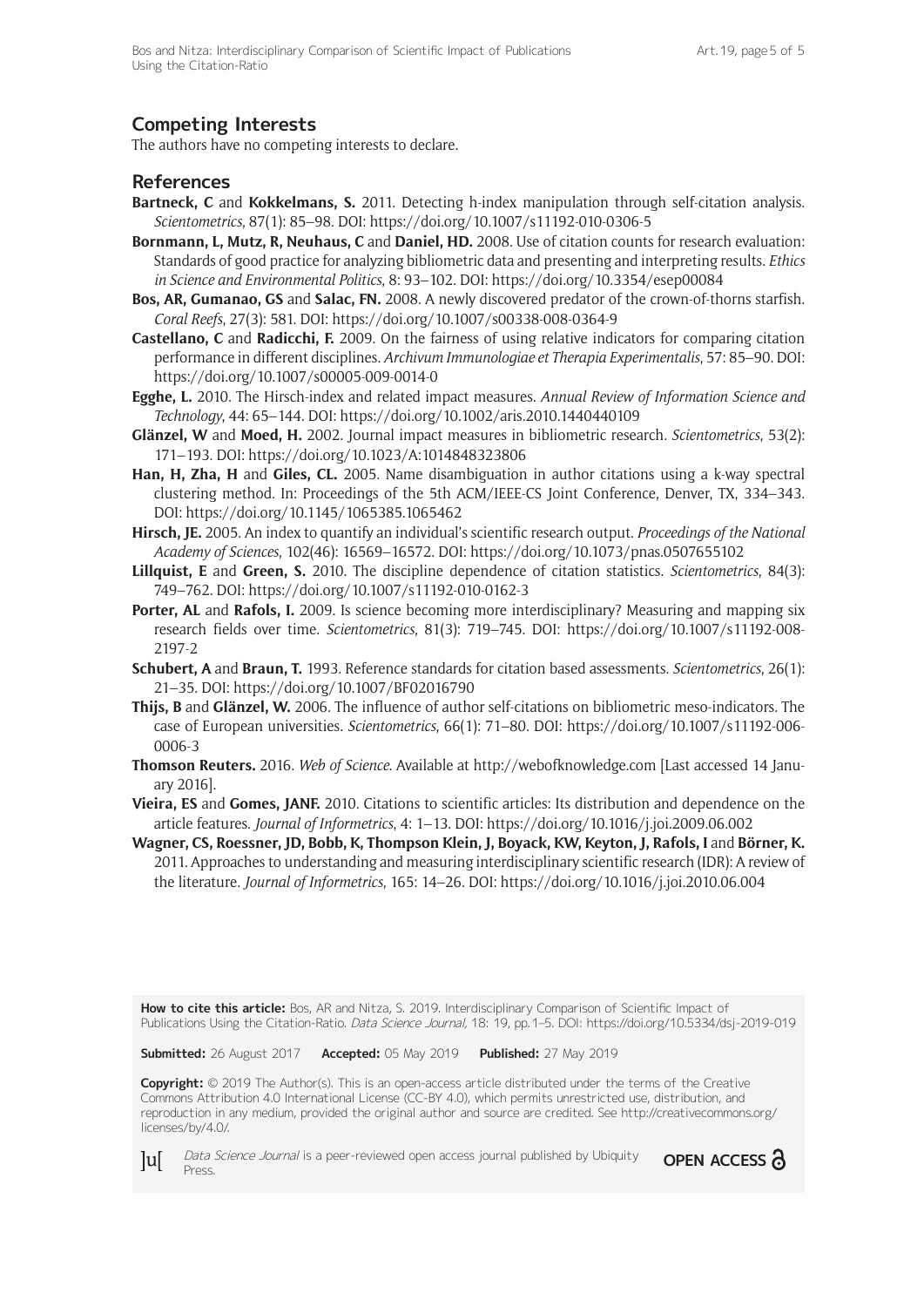## Competing Interests

The authors have no competing interests to declare.

## References

**Bartneck, C** and **Kokkelmans, S.** 2011. Detecting h-index manipulation through self-citation analysis. *Scientometrics*, 87(1): 85–98. DOI: https://doi.org/10.1007/s11192-010-0306-5

**Bornmann, L, Mutz, R, Neuhaus, C** and **Daniel, HD.** 2008. Use of citation counts for research evaluation: Standards of good practice for analyzing bibliometric data and presenting and interpreting results. *Ethics in Science and Environmental Politics*, 8: 93–102. DOI: https://doi.org/10.3354/esep00084

**Bos, AR, Gumanao, GS** and **Salac, FN.** 2008. A newly discovered predator of the crown-of-thorns starfish. *Coral Reefs*, 27(3): 581. DOI: https://doi.org/10.1007/s00338-008-0364-9

**Castellano, C** and **Radicchi, F.** 2009. On the fairness of using relative indicators for comparing citation performance in different disciplines. *Archivum Immunologiae et Therapia Experimentalis*, 57: 85–90. DOI: https://doi.org/10.1007/s00005-009-0014-0

**Egghe, L.** 2010. The Hirsch-index and related impact measures. *Annual Review of Information Science and Technology*, 44: 65–144. DOI: https://doi.org/10.1002/aris.2010.1440440109

**Glänzel, W** and **Moed, H.** 2002. Journal impact measures in bibliometric research. *Scientometrics*, 53(2): 171–193. DOI: https://doi.org/10.1023/A:1014848323806

**Han, H, Zha, H** and **Giles, CL.** 2005. Name disambiguation in author citations using a k-way spectral clustering method. In: Proceedings of the 5th ACM/IEEE-CS Joint Conference, Denver, TX, 334–343. DOI: https://doi.org/10.1145/1065385.1065462

**Hirsch, JE.** 2005. An index to quantify an individual's scientific research output. *Proceedings of the National Academy of Sciences*, 102(46): 16569–16572. DOI: https://doi.org/10.1073/pnas.0507655102

**Lillquist, E** and **Green, S.** 2010. The discipline dependence of citation statistics. *Scientometrics*, 84(3): 749–762. DOI: https://doi.org/10.1007/s11192-010-0162-3

**Porter, AL** and **Rafols, I.** 2009. Is science becoming more interdisciplinary? Measuring and mapping six research fields over time. *Scientometrics*, 81(3): 719–745. DOI: https://doi.org/10.1007/s11192-008-2197-2

**Schubert, A** and **Braun, T.** 1993. Reference standards for citation based assessments. *Scientometrics*, 26(1): 21–35. DOI: https://doi.org/10.1007/BF02016790

**Thijs, B** and **Glänzel, W.** 2006. The influence of author self-citations on bibliometric meso-indicators. The case of European universities. *Scientometrics*, 66(1): 71–80. DOI: https://doi.org/10.1007/s11192-006-0006-3

**Thomson Reuters.** 2016. *Web of Science.* Available at http://webofknowledge.com [Last accessed 14 January 2016].

**Vieira, ES** and **Gomes, JANF.** 2010. Citations to scientific articles: Its distribution and dependence on the article features. *Journal of Informetrics*, 4: 1–13. DOI: https://doi.org/10.1016/j.joi.2009.06.002

**Wagner, CS, Roessner, JD, Bobb, K, Thompson Klein, J, Boyack, KW, Keyton, J, Rafols, I** and **Börner, K.** 2011. Approaches to understanding and measuring interdisciplinary scientific research (IDR): A review of the literature. *Journal of Informetrics*, 165: 14–26. DOI: https://doi.org/10.1016/j.joi.2010.06.004

**How to cite this article:** Bos, AR and Nitza, S. 2019. Interdisciplinary Comparison of Scientific Impact of Publications Using the Citation-Ratio. *Data Science Journal*, 18: 19, pp. 1–5. DOI: https://doi.org/10.5334/dsj-2019-019

**Submitted:** 26 August 2017 **Accepted:** 05 May 2019 **Published:** 27 May 2019

**Copyright:** © 2019 The Author(s). This is an open-access article distributed under the terms of the Creative Commons Attribution 4.0 International License (CC-BY 4.0), which permits unrestricted use, distribution, and reproduction in any medium, provided the original author and source are credited. See http://creativecommons.org/licenses/by/4.0/.

*Data Science Journal* is a peer-reviewed open access journal published by Ubiquity Press.

**OPEN ACCESS**